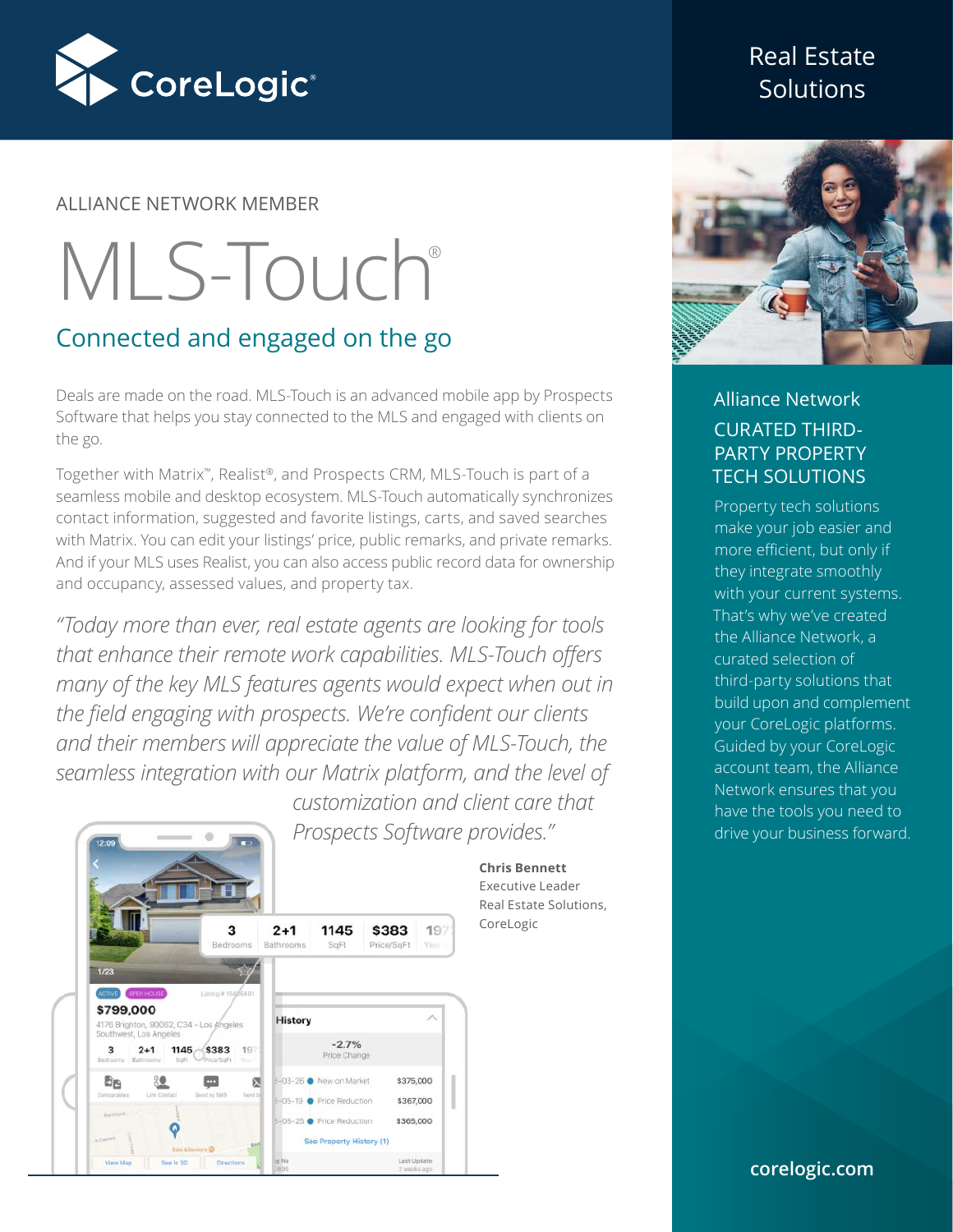CoreLogic®

Real Estate Solutions

ALLIANCE NETWORK MEMBER

# MLS-Touch®

## Connected and engaged on the go

Deals are made on the road. MLS-Touch is an advanced mobile app by Prospects Software that helps you stay connected to the MLS and engaged with clients on the go.

Together with Matrix™, Realist®, and Prospects CRM, MLS-Touch is part of a seamless mobile and desktop ecosystem. MLS-Touch automatically synchronizes contact information, suggested and favorite listings, carts, and saved searches with Matrix. You can edit your listings' price, public remarks, and private remarks. And if your MLS uses Realist, you can also access public record data for ownership and occupancy, assessed values, and property tax.

*"Today more than ever, real estate agents are looking for tools that enhance their remote work capabilities. MLS-Touch offers many of the key MLS features agents would expect when out in the field engaging with prospects. We're confident our clients and their members will appreciate the value of MLS-Touch, the seamless integration with our Matrix platform, and the level of customization and client care that Prospects Software provides."*

**Chris Bennett**
Executive Leader
Real Estate Solutions,
CoreLogic

### Alliance Network

### CURATED THIRD-PARTY PROPERTY TECH SOLUTIONS

Property tech solutions make your job easier and more efficient, but only if they integrate smoothly with your current systems. That's why we've created the Alliance Network, a curated selection of third-party solutions that build upon and complement your CoreLogic platforms. Guided by your CoreLogic account team, the Alliance Network ensures that you have the tools you need to drive your business forward.

**corelogic.com**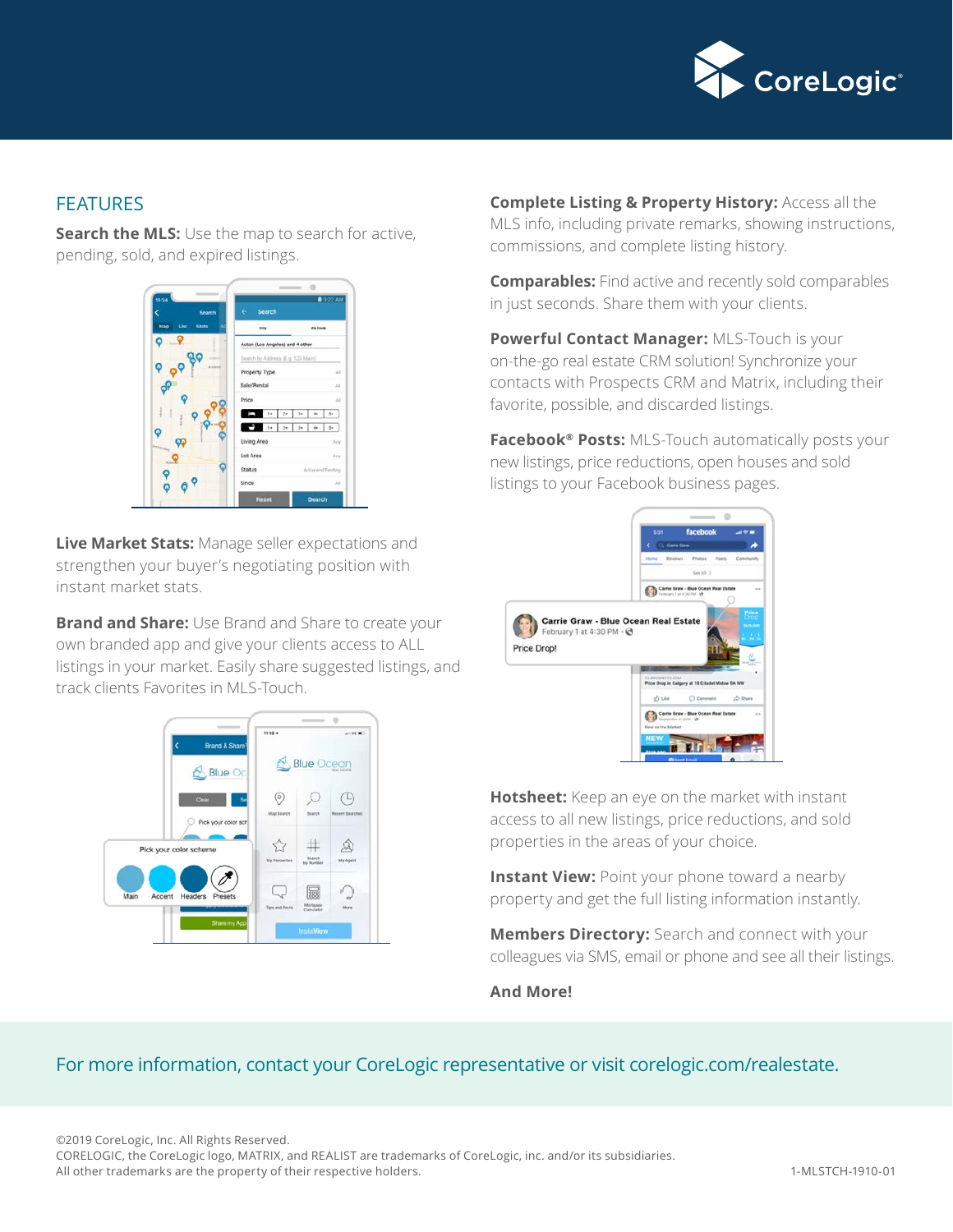## FEATURES

**Search the MLS:** Use the map to search for active, pending, sold, and expired listings.

**Live Market Stats:** Manage seller expectations and strengthen your buyer's negotiating position with instant market stats.

**Brand and Share:** Use Brand and Share to create your own branded app and give your clients access to ALL listings in your market. Easily share suggested listings, and track clients Favorites in MLS-Touch.

**Complete Listing & Property History:** Access all the MLS info, including private remarks, showing instructions, commissions, and complete listing history.

**Comparables:** Find active and recently sold comparables in just seconds. Share them with your clients.

**Powerful Contact Manager:** MLS-Touch is your on-the-go real estate CRM solution! Synchronize your contacts with Prospects CRM and Matrix, including their favorite, possible, and discarded listings.

**Facebook® Posts:** MLS-Touch automatically posts your new listings, price reductions, open houses and sold listings to your Facebook business pages.

**Hotsheet:** Keep an eye on the market with instant access to all new listings, price reductions, and sold properties in the areas of your choice.

**Instant View:** Point your phone toward a nearby property and get the full listing information instantly.

**Members Directory:** Search and connect with your colleagues via SMS, email or phone and see all their listings.

**And More!**

For more information, contact your CoreLogic representative or visit corelogic.com/realestate.

©2019 CoreLogic, Inc. All Rights Reserved.
CORELOGIC, the CoreLogic logo, MATRIX, and REALIST are trademarks of CoreLogic, inc. and/or its subsidiaries.
All other trademarks are the property of their respective holders.

1-MLSTCH-1910-01